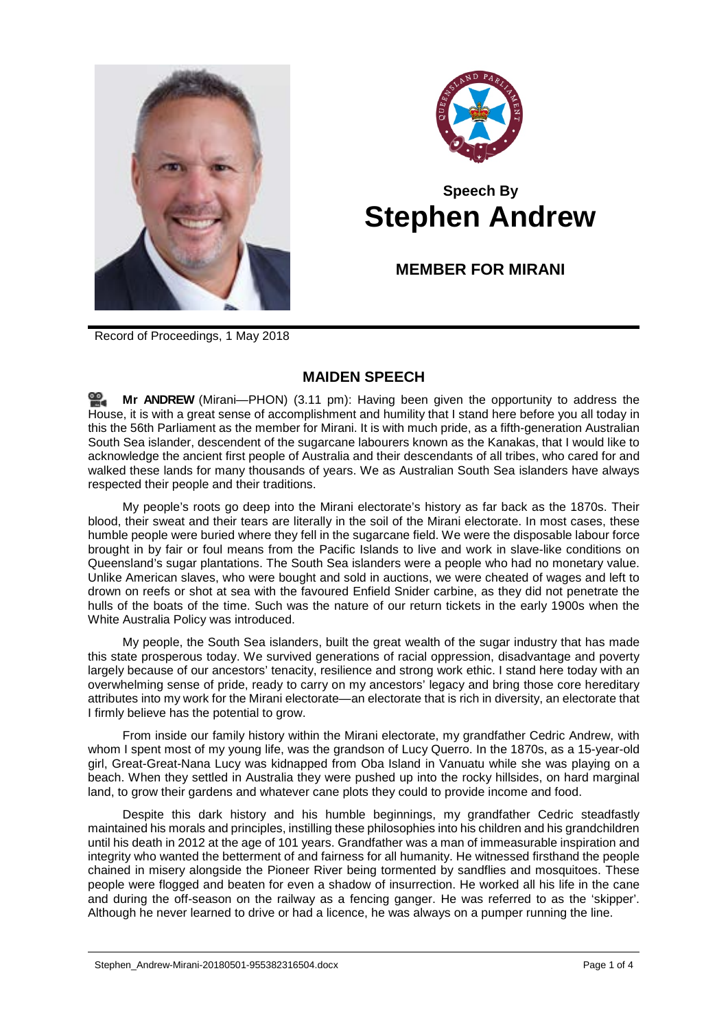# Speech By
# Stephen Andrew

## MEMBER FOR MIRANI

Record of Proceedings, 1 May 2018

## MAIDEN SPEECH

**Mr ANDREW** (Mirani—PHON) (3.11 pm): Having been given the opportunity to address the House, it is with a great sense of accomplishment and humility that I stand here before you all today in this the 56th Parliament as the member for Mirani. It is with much pride, as a fifth-generation Australian South Sea islander, descendent of the sugarcane labourers known as the Kanakas, that I would like to acknowledge the ancient first people of Australia and their descendants of all tribes, who cared for and walked these lands for many thousands of years. We as Australian South Sea islanders have always respected their people and their traditions.

My people's roots go deep into the Mirani electorate's history as far back as the 1870s. Their blood, their sweat and their tears are literally in the soil of the Mirani electorate. In most cases, these humble people were buried where they fell in the sugarcane field. We were the disposable labour force brought in by fair or foul means from the Pacific Islands to live and work in slave-like conditions on Queensland's sugar plantations. The South Sea islanders were a people who had no monetary value. Unlike American slaves, who were bought and sold in auctions, we were cheated of wages and left to drown on reefs or shot at sea with the favoured Enfield Snider carbine, as they did not penetrate the hulls of the boats of the time. Such was the nature of our return tickets in the early 1900s when the White Australia Policy was introduced.

My people, the South Sea islanders, built the great wealth of the sugar industry that has made this state prosperous today. We survived generations of racial oppression, disadvantage and poverty largely because of our ancestors' tenacity, resilience and strong work ethic. I stand here today with an overwhelming sense of pride, ready to carry on my ancestors' legacy and bring those core hereditary attributes into my work for the Mirani electorate—an electorate that is rich in diversity, an electorate that I firmly believe has the potential to grow.

From inside our family history within the Mirani electorate, my grandfather Cedric Andrew, with whom I spent most of my young life, was the grandson of Lucy Querro. In the 1870s, as a 15-year-old girl, Great-Great-Nana Lucy was kidnapped from Oba Island in Vanuatu while she was playing on a beach. When they settled in Australia they were pushed up into the rocky hillsides, on hard marginal land, to grow their gardens and whatever cane plots they could to provide income and food.

Despite this dark history and his humble beginnings, my grandfather Cedric steadfastly maintained his morals and principles, instilling these philosophies into his children and his grandchildren until his death in 2012 at the age of 101 years. Grandfather was a man of immeasurable inspiration and integrity who wanted the betterment of and fairness for all humanity. He witnessed firsthand the people chained in misery alongside the Pioneer River being tormented by sandflies and mosquitoes. These people were flogged and beaten for even a shadow of insurrection. He worked all his life in the cane and during the off-season on the railway as a fencing ganger. He was referred to as the 'skipper'. Although he never learned to drive or had a licence, he was always on a pumper running the line.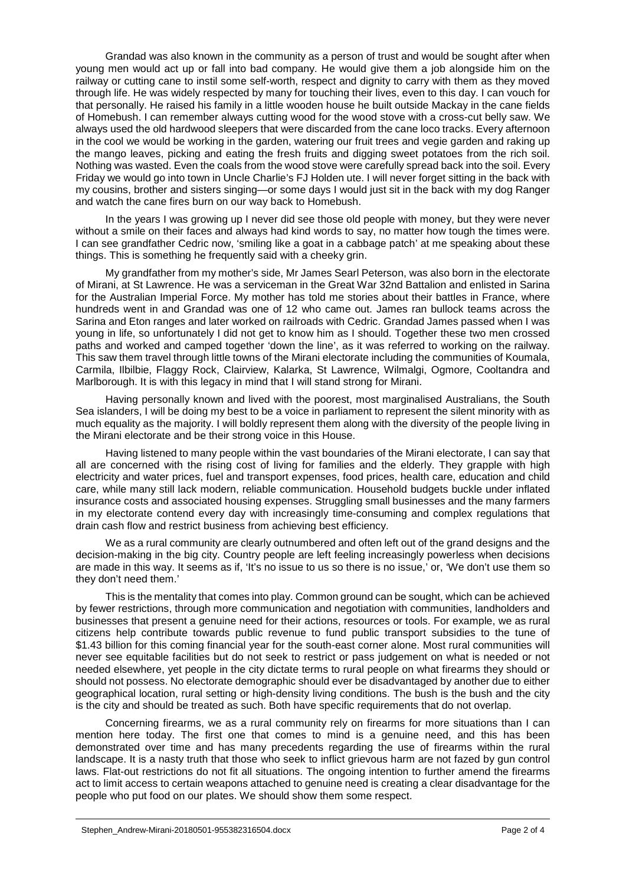Grandad was also known in the community as a person of trust and would be sought after when young men would act up or fall into bad company. He would give them a job alongside him on the railway or cutting cane to instil some self-worth, respect and dignity to carry with them as they moved through life. He was widely respected by many for touching their lives, even to this day. I can vouch for that personally. He raised his family in a little wooden house he built outside Mackay in the cane fields of Homebush. I can remember always cutting wood for the wood stove with a cross-cut belly saw. We always used the old hardwood sleepers that were discarded from the cane loco tracks. Every afternoon in the cool we would be working in the garden, watering our fruit trees and vegie garden and raking up the mango leaves, picking and eating the fresh fruits and digging sweet potatoes from the rich soil. Nothing was wasted. Even the coals from the wood stove were carefully spread back into the soil. Every Friday we would go into town in Uncle Charlie's FJ Holden ute. I will never forget sitting in the back with my cousins, brother and sisters singing—or some days I would just sit in the back with my dog Ranger and watch the cane fires burn on our way back to Homebush.

In the years I was growing up I never did see those old people with money, but they were never without a smile on their faces and always had kind words to say, no matter how tough the times were. I can see grandfather Cedric now, 'smiling like a goat in a cabbage patch' at me speaking about these things. This is something he frequently said with a cheeky grin.

My grandfather from my mother's side, Mr James Searl Peterson, was also born in the electorate of Mirani, at St Lawrence. He was a serviceman in the Great War 32nd Battalion and enlisted in Sarina for the Australian Imperial Force. My mother has told me stories about their battles in France, where hundreds went in and Grandad was one of 12 who came out. James ran bullock teams across the Sarina and Eton ranges and later worked on railroads with Cedric. Grandad James passed when I was young in life, so unfortunately I did not get to know him as I should. Together these two men crossed paths and worked and camped together 'down the line', as it was referred to working on the railway. This saw them travel through little towns of the Mirani electorate including the communities of Koumala, Carmila, Ilbilbie, Flaggy Rock, Clairview, Kalarka, St Lawrence, Wilmalgi, Ogmore, Cooltandra and Marlborough. It is with this legacy in mind that I will stand strong for Mirani.

Having personally known and lived with the poorest, most marginalised Australians, the South Sea islanders, I will be doing my best to be a voice in parliament to represent the silent minority with as much equality as the majority. I will boldly represent them along with the diversity of the people living in the Mirani electorate and be their strong voice in this House.

Having listened to many people within the vast boundaries of the Mirani electorate, I can say that all are concerned with the rising cost of living for families and the elderly. They grapple with high electricity and water prices, fuel and transport expenses, food prices, health care, education and child care, while many still lack modern, reliable communication. Household budgets buckle under inflated insurance costs and associated housing expenses. Struggling small businesses and the many farmers in my electorate contend every day with increasingly time-consuming and complex regulations that drain cash flow and restrict business from achieving best efficiency.

We as a rural community are clearly outnumbered and often left out of the grand designs and the decision-making in the big city. Country people are left feeling increasingly powerless when decisions are made in this way. It seems as if, 'It's no issue to us so there is no issue,' or, 'We don't use them so they don't need them.'

This is the mentality that comes into play. Common ground can be sought, which can be achieved by fewer restrictions, through more communication and negotiation with communities, landholders and businesses that present a genuine need for their actions, resources or tools. For example, we as rural citizens help contribute towards public revenue to fund public transport subsidies to the tune of $1.43 billion for this coming financial year for the south-east corner alone. Most rural communities will never see equitable facilities but do not seek to restrict or pass judgement on what is needed or not needed elsewhere, yet people in the city dictate terms to rural people on what firearms they should or should not possess. No electorate demographic should ever be disadvantaged by another due to either geographical location, rural setting or high-density living conditions. The bush is the bush and the city is the city and should be treated as such. Both have specific requirements that do not overlap.

Concerning firearms, we as a rural community rely on firearms for more situations than I can mention here today. The first one that comes to mind is a genuine need, and this has been demonstrated over time and has many precedents regarding the use of firearms within the rural landscape. It is a nasty truth that those who seek to inflict grievous harm are not fazed by gun control laws. Flat-out restrictions do not fit all situations. The ongoing intention to further amend the firearms act to limit access to certain weapons attached to genuine need is creating a clear disadvantage for the people who put food on our plates. We should show them some respect.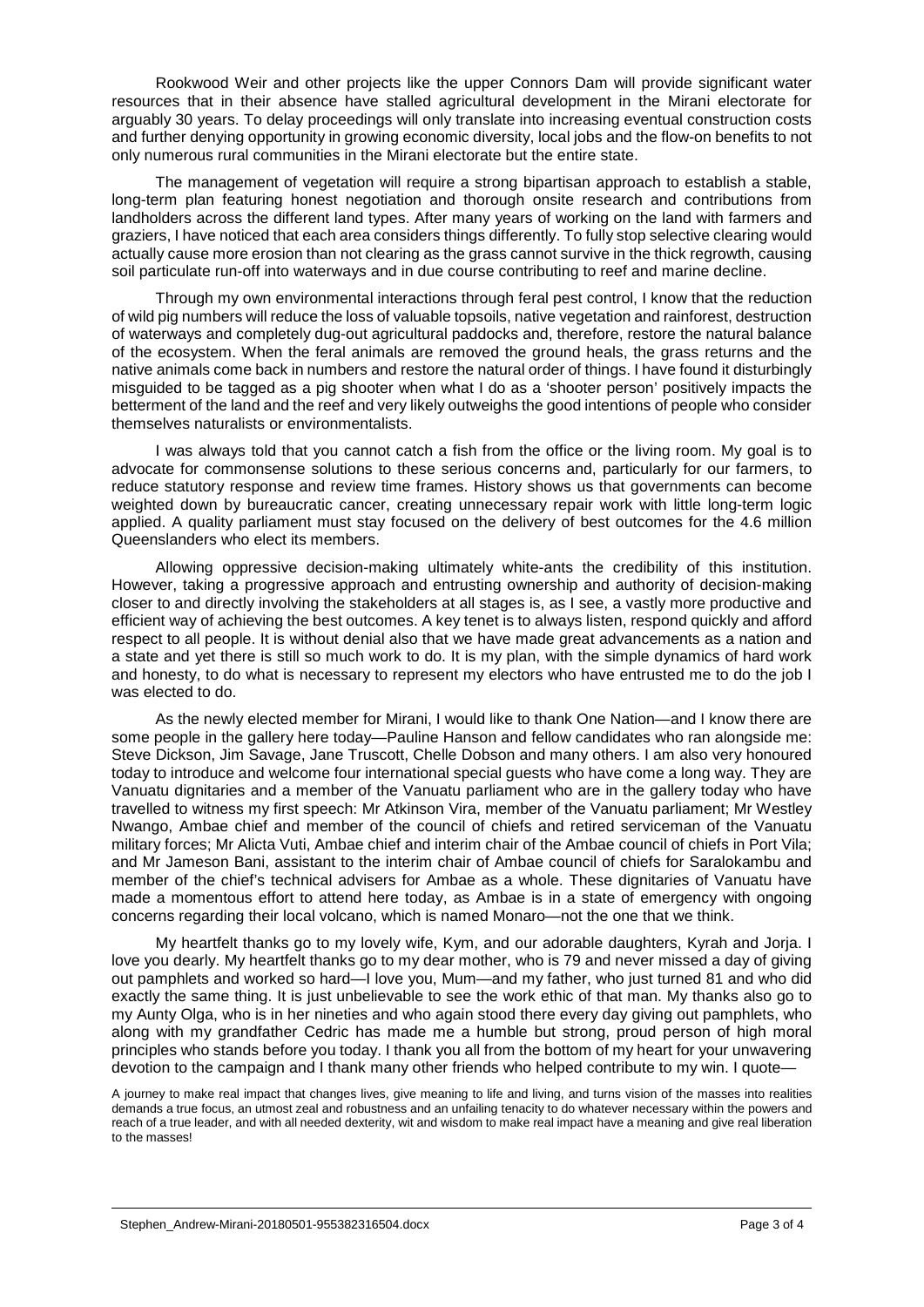Rookwood Weir and other projects like the upper Connors Dam will provide significant water resources that in their absence have stalled agricultural development in the Mirani electorate for arguably 30 years. To delay proceedings will only translate into increasing eventual construction costs and further denying opportunity in growing economic diversity, local jobs and the flow-on benefits to not only numerous rural communities in the Mirani electorate but the entire state.

The management of vegetation will require a strong bipartisan approach to establish a stable, long-term plan featuring honest negotiation and thorough onsite research and contributions from landholders across the different land types. After many years of working on the land with farmers and graziers, I have noticed that each area considers things differently. To fully stop selective clearing would actually cause more erosion than not clearing as the grass cannot survive in the thick regrowth, causing soil particulate run-off into waterways and in due course contributing to reef and marine decline.

Through my own environmental interactions through feral pest control, I know that the reduction of wild pig numbers will reduce the loss of valuable topsoils, native vegetation and rainforest, destruction of waterways and completely dug-out agricultural paddocks and, therefore, restore the natural balance of the ecosystem. When the feral animals are removed the ground heals, the grass returns and the native animals come back in numbers and restore the natural order of things. I have found it disturbingly misguided to be tagged as a pig shooter when what I do as a 'shooter person' positively impacts the betterment of the land and the reef and very likely outweighs the good intentions of people who consider themselves naturalists or environmentalists.

I was always told that you cannot catch a fish from the office or the living room. My goal is to advocate for commonsense solutions to these serious concerns and, particularly for our farmers, to reduce statutory response and review time frames. History shows us that governments can become weighted down by bureaucratic cancer, creating unnecessary repair work with little long-term logic applied. A quality parliament must stay focused on the delivery of best outcomes for the 4.6 million Queenslanders who elect its members.

Allowing oppressive decision-making ultimately white-ants the credibility of this institution. However, taking a progressive approach and entrusting ownership and authority of decision-making closer to and directly involving the stakeholders at all stages is, as I see, a vastly more productive and efficient way of achieving the best outcomes. A key tenet is to always listen, respond quickly and afford respect to all people. It is without denial also that we have made great advancements as a nation and a state and yet there is still so much work to do. It is my plan, with the simple dynamics of hard work and honesty, to do what is necessary to represent my electors who have entrusted me to do the job I was elected to do.

As the newly elected member for Mirani, I would like to thank One Nation—and I know there are some people in the gallery here today—Pauline Hanson and fellow candidates who ran alongside me: Steve Dickson, Jim Savage, Jane Truscott, Chelle Dobson and many others. I am also very honoured today to introduce and welcome four international special guests who have come a long way. They are Vanuatu dignitaries and a member of the Vanuatu parliament who are in the gallery today who have travelled to witness my first speech: Mr Atkinson Vira, member of the Vanuatu parliament; Mr Westley Nwango, Ambae chief and member of the council of chiefs and retired serviceman of the Vanuatu military forces; Mr Alicta Vuti, Ambae chief and interim chair of the Ambae council of chiefs in Port Vila; and Mr Jameson Bani, assistant to the interim chair of Ambae council of chiefs for Saralokambu and member of the chief's technical advisers for Ambae as a whole. These dignitaries of Vanuatu have made a momentous effort to attend here today, as Ambae is in a state of emergency with ongoing concerns regarding their local volcano, which is named Monaro—not the one that we think.

My heartfelt thanks go to my lovely wife, Kym, and our adorable daughters, Kyrah and Jorja. I love you dearly. My heartfelt thanks go to my dear mother, who is 79 and never missed a day of giving out pamphlets and worked so hard—I love you, Mum—and my father, who just turned 81 and who did exactly the same thing. It is just unbelievable to see the work ethic of that man. My thanks also go to my Aunty Olga, who is in her nineties and who again stood there every day giving out pamphlets, who along with my grandfather Cedric has made me a humble but strong, proud person of high moral principles who stands before you today. I thank you all from the bottom of my heart for your unwavering devotion to the campaign and I thank many other friends who helped contribute to my win. I quote—

> A journey to make real impact that changes lives, give meaning to life and living, and turns vision of the masses into realities demands a true focus, an utmost zeal and robustness and an unfailing tenacity to do whatever necessary within the powers and reach of a true leader, and with all needed dexterity, wit and wisdom to make real impact have a meaning and give real liberation to the masses!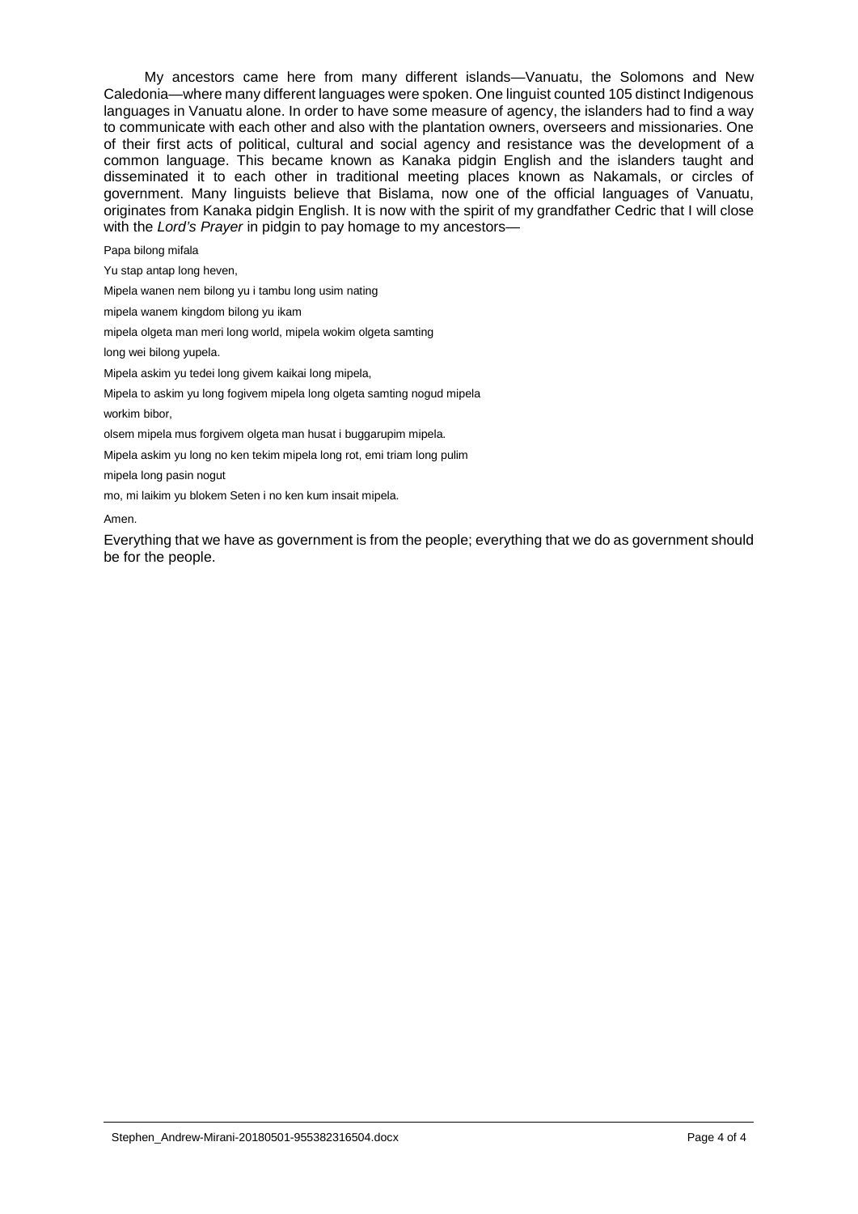My ancestors came here from many different islands—Vanuatu, the Solomons and New Caledonia—where many different languages were spoken. One linguist counted 105 distinct Indigenous languages in Vanuatu alone. In order to have some measure of agency, the islanders had to find a way to communicate with each other and also with the plantation owners, overseers and missionaries. One of their first acts of political, cultural and social agency and resistance was the development of a common language. This became known as Kanaka pidgin English and the islanders taught and disseminated it to each other in traditional meeting places known as Nakamals, or circles of government. Many linguists believe that Bislama, now one of the official languages of Vanuatu, originates from Kanaka pidgin English. It is now with the spirit of my grandfather Cedric that I will close with the *Lord's Prayer* in pidgin to pay homage to my ancestors—

Papa bilong mifala

Yu stap antap long heven,

Mipela wanen nem bilong yu i tambu long usim nating

mipela wanem kingdom bilong yu ikam

mipela olgeta man meri long world, mipela wokim olgeta samting

long wei bilong yupela.

Mipela askim yu tedei long givem kaikai long mipela,

Mipela to askim yu long fogivem mipela long olgeta samting nogud mipela

workim bibor,

olsem mipela mus forgivem olgeta man husat i buggarupim mipela.

Mipela askim yu long no ken tekim mipela long rot, emi triam long pulim

mipela long pasin nogut

mo, mi laikim yu blokem Seten i no ken kum insait mipela.

Amen.

Everything that we have as government is from the people; everything that we do as government should be for the people.